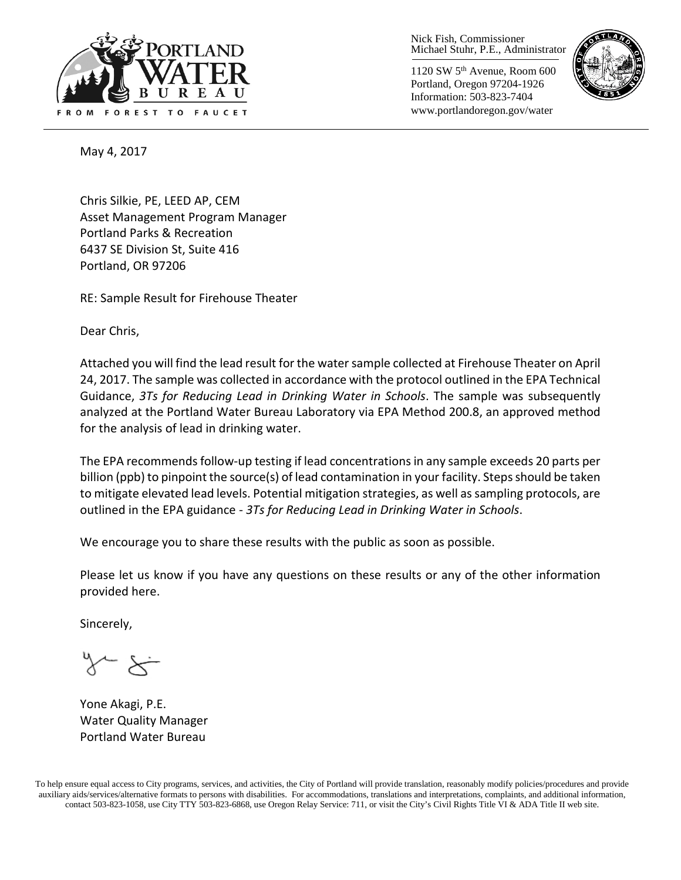PORTLAND WATER BUREAU

FROM FOREST TO FAUCET

Nick Fish, Commissioner
Michael Stuhr, P.E., Administrator

1120 SW 5th Avenue, Room 600
Portland, Oregon 97204-1926
Information: 503-823-7404
www.portlandoregon.gov/water

May 4, 2017

Chris Silkie, PE, LEED AP, CEM
Asset Management Program Manager
Portland Parks & Recreation
6437 SE Division St, Suite 416
Portland, OR 97206

RE: Sample Result for Firehouse Theater

Dear Chris,

Attached you will find the lead result for the water sample collected at Firehouse Theater on April 24, 2017. The sample was collected in accordance with the protocol outlined in the EPA Technical Guidance, *3Ts for Reducing Lead in Drinking Water in Schools*. The sample was subsequently analyzed at the Portland Water Bureau Laboratory via EPA Method 200.8, an approved method for the analysis of lead in drinking water.

The EPA recommends follow-up testing if lead concentrations in any sample exceeds 20 parts per billion (ppb) to pinpoint the source(s) of lead contamination in your facility. Steps should be taken to mitigate elevated lead levels. Potential mitigation strategies, as well as sampling protocols, are outlined in the EPA guidance - *3Ts for Reducing Lead in Drinking Water in Schools*.

We encourage you to share these results with the public as soon as possible.

Please let us know if you have any questions on these results or any of the other information provided here.

Sincerely,

Yone Akagi, P.E.
Water Quality Manager
Portland Water Bureau

To help ensure equal access to City programs, services, and activities, the City of Portland will provide translation, reasonably modify policies/procedures and provide auxiliary aids/services/alternative formats to persons with disabilities. For accommodations, translations and interpretations, complaints, and additional information, contact 503-823-1058, use City TTY 503-823-6868, use Oregon Relay Service: 711, or visit the City's Civil Rights Title VI & ADA Title II web site.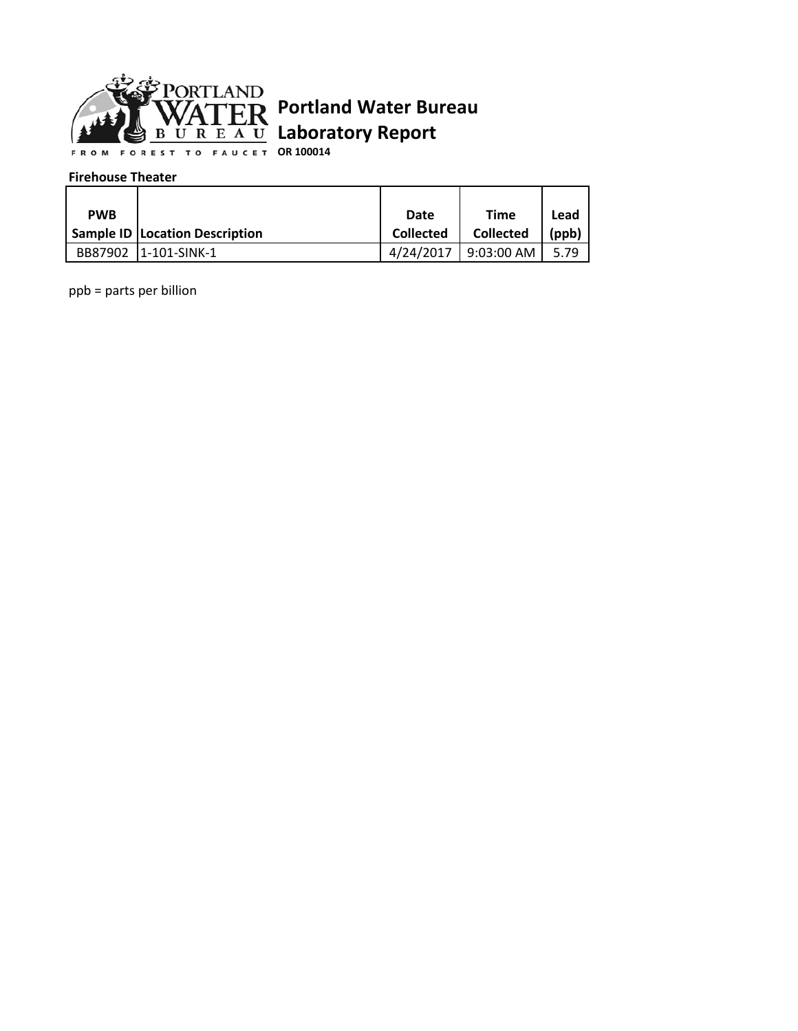# Portland Water Bureau
## Laboratory Report

**OR 100014**

**Firehouse Theater**

| PWB Sample ID | Location Description | Date Collected | Time Collected | Lead (ppb) |
|---|---|---|---|---|
| BB87902 | 1-101-SINK-1 | 4/24/2017 | 9:03:00 AM | 5.79 |

ppb = parts per billion